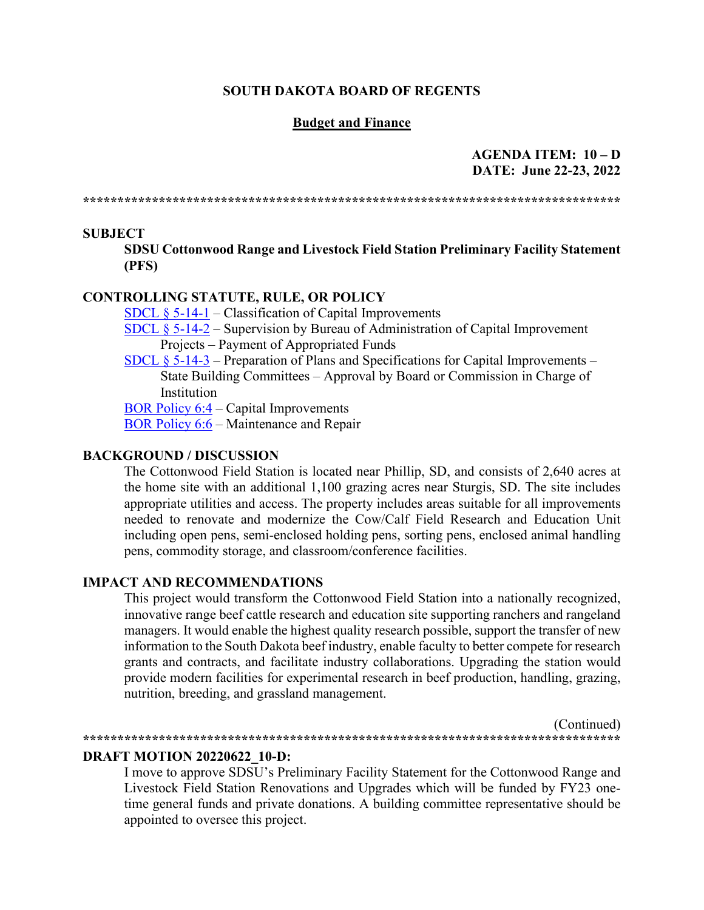# SOUTH DAKOTA BOARD OF REGENTS

## Budget and Finance

**AGENDA ITEM: 10 – D**
**DATE: June 22-23, 2022**

******************************************************************************

**SUBJECT**

**SDSU Cottonwood Range and Livestock Field Station Preliminary Facility Statement (PFS)**

**CONTROLLING STATUTE, RULE, OR POLICY**

SDCL § 5-14-1 – Classification of Capital Improvements
SDCL § 5-14-2 – Supervision by Bureau of Administration of Capital Improvement Projects – Payment of Appropriated Funds
SDCL § 5-14-3 – Preparation of Plans and Specifications for Capital Improvements – State Building Committees – Approval by Board or Commission in Charge of Institution
BOR Policy 6:4 – Capital Improvements
BOR Policy 6:6 – Maintenance and Repair

**BACKGROUND / DISCUSSION**

The Cottonwood Field Station is located near Phillip, SD, and consists of 2,640 acres at the home site with an additional 1,100 grazing acres near Sturgis, SD. The site includes appropriate utilities and access. The property includes areas suitable for all improvements needed to renovate and modernize the Cow/Calf Field Research and Education Unit including open pens, semi-enclosed holding pens, sorting pens, enclosed animal handling pens, commodity storage, and classroom/conference facilities.

**IMPACT AND RECOMMENDATIONS**

This project would transform the Cottonwood Field Station into a nationally recognized, innovative range beef cattle research and education site supporting ranchers and rangeland managers. It would enable the highest quality research possible, support the transfer of new information to the South Dakota beef industry, enable faculty to better compete for research grants and contracts, and facilitate industry collaborations. Upgrading the station would provide modern facilities for experimental research in beef production, handling, grazing, nutrition, breeding, and grassland management.

(Continued)

******************************************************************************

**DRAFT MOTION 20220622_10-D:**

I move to approve SDSU's Preliminary Facility Statement for the Cottonwood Range and Livestock Field Station Renovations and Upgrades which will be funded by FY23 one-time general funds and private donations. A building committee representative should be appointed to oversee this project.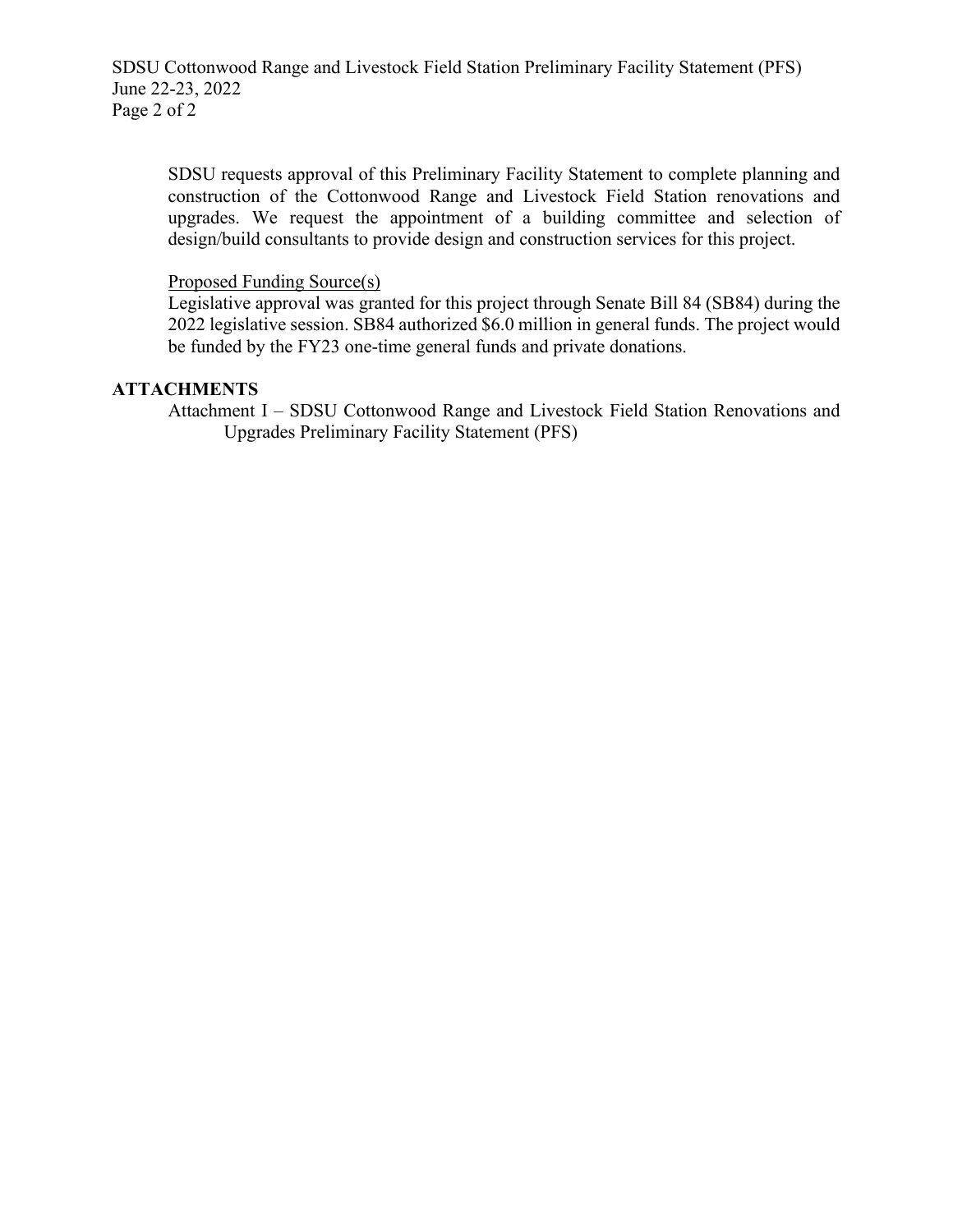SDSU requests approval of this Preliminary Facility Statement to complete planning and construction of the Cottonwood Range and Livestock Field Station renovations and upgrades. We request the appointment of a building committee and selection of design/build consultants to provide design and construction services for this project.

Proposed Funding Source(s)

Legislative approval was granted for this project through Senate Bill 84 (SB84) during the 2022 legislative session. SB84 authorized $6.0 million in general funds. The project would be funded by the FY23 one-time general funds and private donations.

## ATTACHMENTS

Attachment I – SDSU Cottonwood Range and Livestock Field Station Renovations and Upgrades Preliminary Facility Statement (PFS)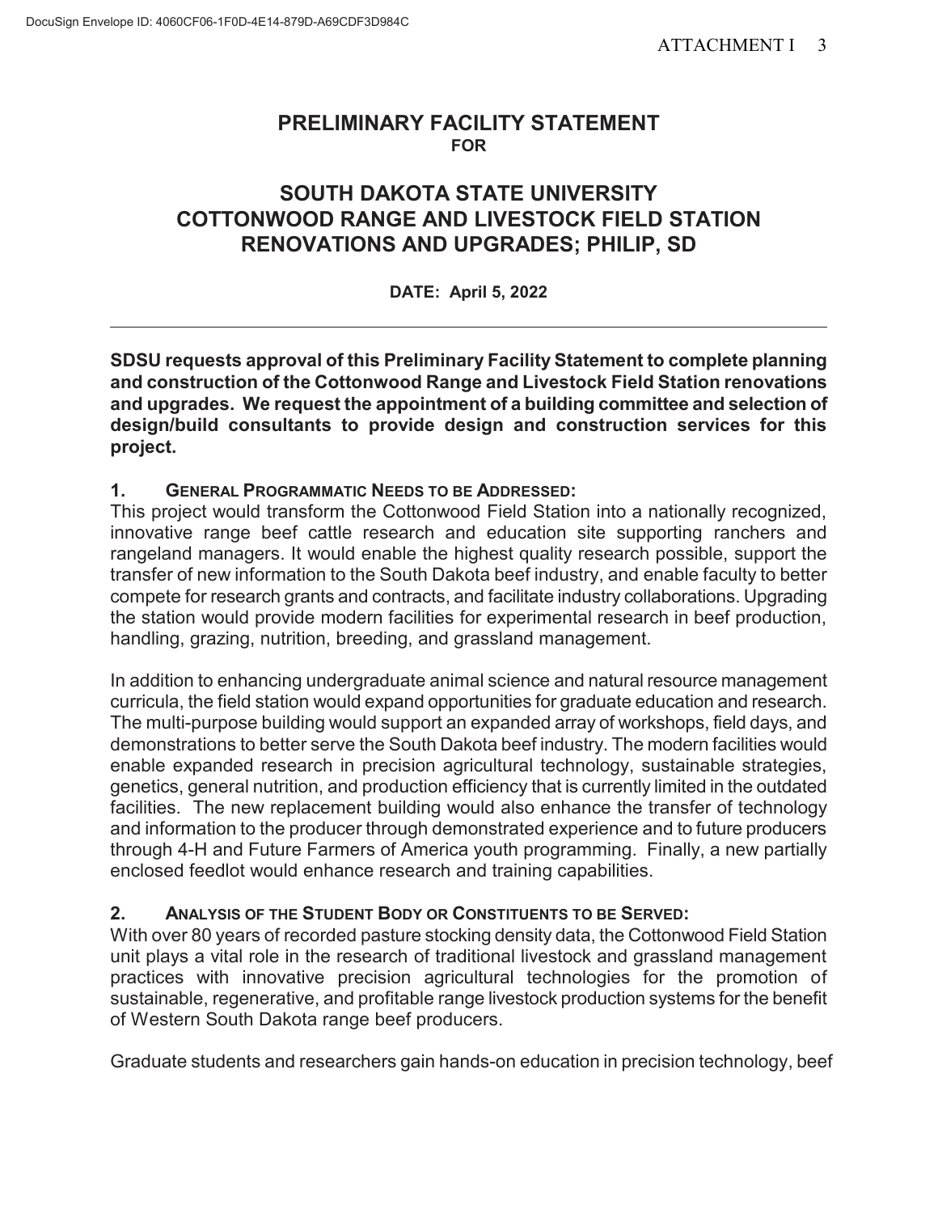# PRELIMINARY FACILITY STATEMENT
**FOR**

# SOUTH DAKOTA STATE UNIVERSITY COTTONWOOD RANGE AND LIVESTOCK FIELD STATION RENOVATIONS AND UPGRADES; PHILIP, SD

**DATE: April 5, 2022**

---

**SDSU requests approval of this Preliminary Facility Statement to complete planning and construction of the Cottonwood Range and Livestock Field Station renovations and upgrades. We request the appointment of a building committee and selection of design/build consultants to provide design and construction services for this project.**

## 1. General Programmatic Needs to be Addressed:

This project would transform the Cottonwood Field Station into a nationally recognized, innovative range beef cattle research and education site supporting ranchers and rangeland managers. It would enable the highest quality research possible, support the transfer of new information to the South Dakota beef industry, and enable faculty to better compete for research grants and contracts, and facilitate industry collaborations. Upgrading the station would provide modern facilities for experimental research in beef production, handling, grazing, nutrition, breeding, and grassland management.

In addition to enhancing undergraduate animal science and natural resource management curricula, the field station would expand opportunities for graduate education and research. The multi-purpose building would support an expanded array of workshops, field days, and demonstrations to better serve the South Dakota beef industry. The modern facilities would enable expanded research in precision agricultural technology, sustainable strategies, genetics, general nutrition, and production efficiency that is currently limited in the outdated facilities. The new replacement building would also enhance the transfer of technology and information to the producer through demonstrated experience and to future producers through 4-H and Future Farmers of America youth programming. Finally, a new partially enclosed feedlot would enhance research and training capabilities.

## 2. Analysis of the Student Body or Constituents to be Served:

With over 80 years of recorded pasture stocking density data, the Cottonwood Field Station unit plays a vital role in the research of traditional livestock and grassland management practices with innovative precision agricultural technologies for the promotion of sustainable, regenerative, and profitable range livestock production systems for the benefit of Western South Dakota range beef producers.

Graduate students and researchers gain hands-on education in precision technology, beef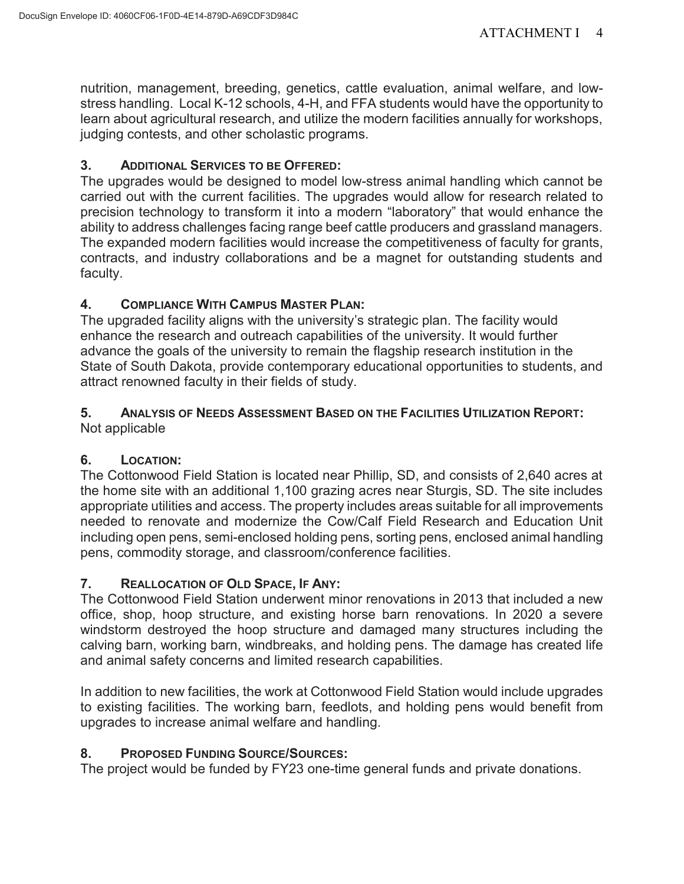nutrition, management, breeding, genetics, cattle evaluation, animal welfare, and low-stress handling. Local K-12 schools, 4-H, and FFA students would have the opportunity to learn about agricultural research, and utilize the modern facilities annually for workshops, judging contests, and other scholastic programs.

### 3. Additional Services to be Offered:

The upgrades would be designed to model low-stress animal handling which cannot be carried out with the current facilities. The upgrades would allow for research related to precision technology to transform it into a modern "laboratory" that would enhance the ability to address challenges facing range beef cattle producers and grassland managers. The expanded modern facilities would increase the competitiveness of faculty for grants, contracts, and industry collaborations and be a magnet for outstanding students and faculty.

### 4. Compliance With Campus Master Plan:

The upgraded facility aligns with the university's strategic plan. The facility would enhance the research and outreach capabilities of the university. It would further advance the goals of the university to remain the flagship research institution in the State of South Dakota, provide contemporary educational opportunities to students, and attract renowned faculty in their fields of study.

### 5. Analysis of Needs Assessment Based on the Facilities Utilization Report:

Not applicable

### 6. Location:

The Cottonwood Field Station is located near Phillip, SD, and consists of 2,640 acres at the home site with an additional 1,100 grazing acres near Sturgis, SD. The site includes appropriate utilities and access. The property includes areas suitable for all improvements needed to renovate and modernize the Cow/Calf Field Research and Education Unit including open pens, semi-enclosed holding pens, sorting pens, enclosed animal handling pens, commodity storage, and classroom/conference facilities.

### 7. Reallocation of Old Space, If Any:

The Cottonwood Field Station underwent minor renovations in 2013 that included a new office, shop, hoop structure, and existing horse barn renovations. In 2020 a severe windstorm destroyed the hoop structure and damaged many structures including the calving barn, working barn, windbreaks, and holding pens. The damage has created life and animal safety concerns and limited research capabilities.

In addition to new facilities, the work at Cottonwood Field Station would include upgrades to existing facilities. The working barn, feedlots, and holding pens would benefit from upgrades to increase animal welfare and handling.

### 8. Proposed Funding Source/Sources:

The project would be funded by FY23 one-time general funds and private donations.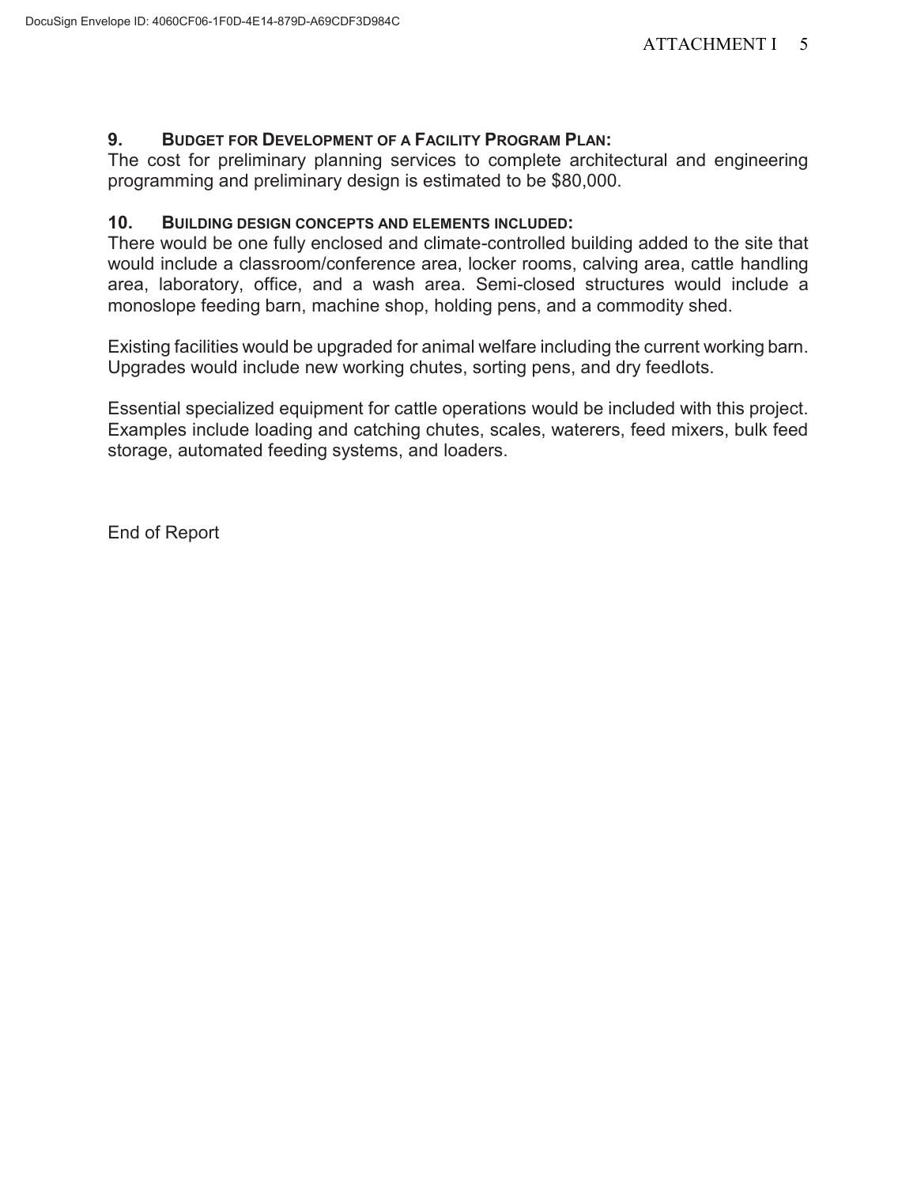### 9. Budget for Development of a Facility Program Plan:

The cost for preliminary planning services to complete architectural and engineering programming and preliminary design is estimated to be $80,000.

### 10. Building design concepts and elements included:

There would be one fully enclosed and climate-controlled building added to the site that would include a classroom/conference area, locker rooms, calving area, cattle handling area, laboratory, office, and a wash area. Semi-closed structures would include a monoslope feeding barn, machine shop, holding pens, and a commodity shed.

Existing facilities would be upgraded for animal welfare including the current working barn. Upgrades would include new working chutes, sorting pens, and dry feedlots.

Essential specialized equipment for cattle operations would be included with this project. Examples include loading and catching chutes, scales, waterers, feed mixers, bulk feed storage, automated feeding systems, and loaders.

End of Report